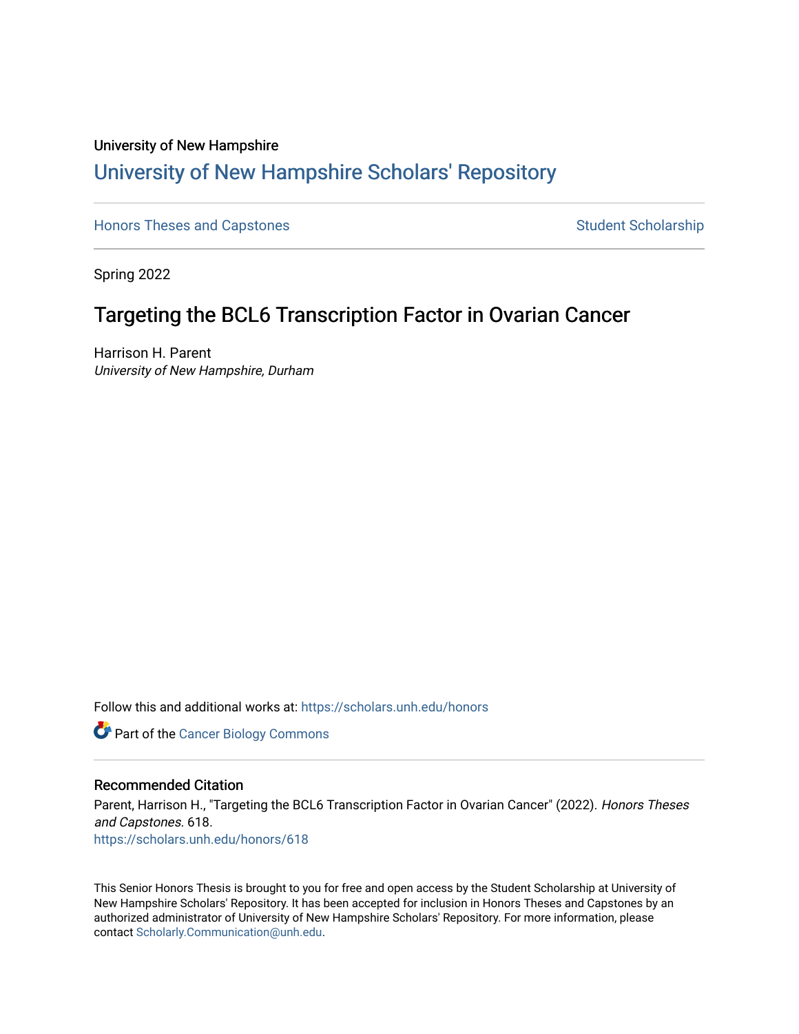University of New Hampshire

# University of New Hampshire Scholars' Repository

Honors Theses and Capstones

Student Scholarship

Spring 2022

## Targeting the BCL6 Transcription Factor in Ovarian Cancer

Harrison H. Parent
*University of New Hampshire, Durham*

Follow this and additional works at: https://scholars.unh.edu/honors

Part of the Cancer Biology Commons

### Recommended Citation

Parent, Harrison H., "Targeting the BCL6 Transcription Factor in Ovarian Cancer" (2022). *Honors Theses and Capstones*. 618.
https://scholars.unh.edu/honors/618

This Senior Honors Thesis is brought to you for free and open access by the Student Scholarship at University of New Hampshire Scholars' Repository. It has been accepted for inclusion in Honors Theses and Capstones by an authorized administrator of University of New Hampshire Scholars' Repository. For more information, please contact Scholarly.Communication@unh.edu.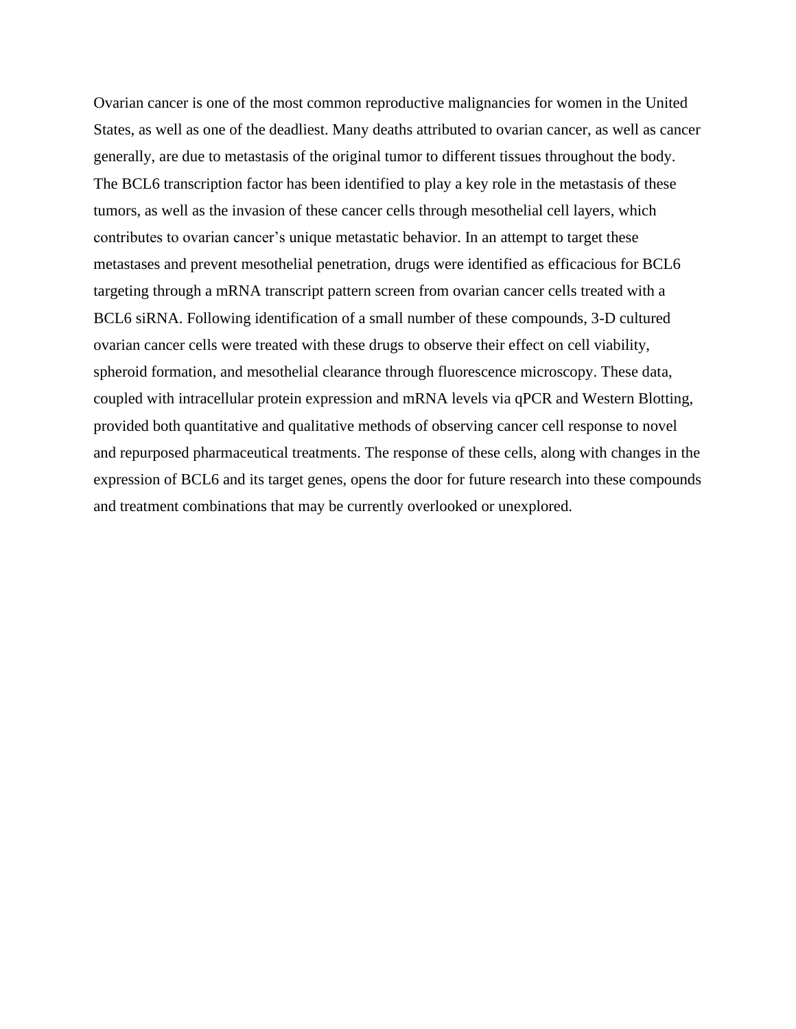Ovarian cancer is one of the most common reproductive malignancies for women in the United States, as well as one of the deadliest. Many deaths attributed to ovarian cancer, as well as cancer generally, are due to metastasis of the original tumor to different tissues throughout the body. The BCL6 transcription factor has been identified to play a key role in the metastasis of these tumors, as well as the invasion of these cancer cells through mesothelial cell layers, which contributes to ovarian cancer's unique metastatic behavior. In an attempt to target these metastases and prevent mesothelial penetration, drugs were identified as efficacious for BCL6 targeting through a mRNA transcript pattern screen from ovarian cancer cells treated with a BCL6 siRNA. Following identification of a small number of these compounds, 3-D cultured ovarian cancer cells were treated with these drugs to observe their effect on cell viability, spheroid formation, and mesothelial clearance through fluorescence microscopy. These data, coupled with intracellular protein expression and mRNA levels via qPCR and Western Blotting, provided both quantitative and qualitative methods of observing cancer cell response to novel and repurposed pharmaceutical treatments. The response of these cells, along with changes in the expression of BCL6 and its target genes, opens the door for future research into these compounds and treatment combinations that may be currently overlooked or unexplored.